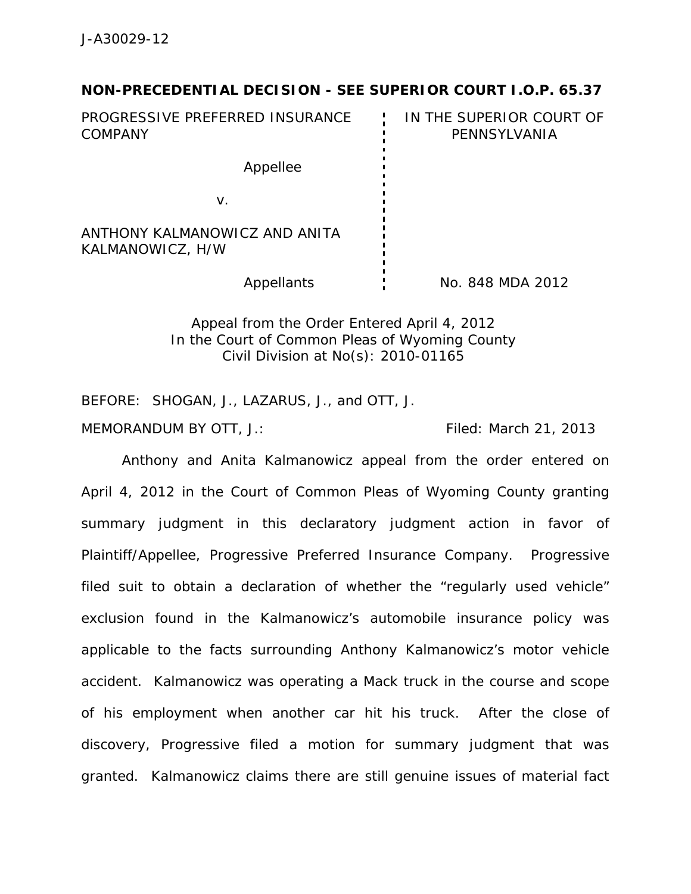J-A30029-12

**NON-PRECEDENTIAL DECISION - SEE SUPERIOR COURT I.O.P. 65.37**

| | |
|---|---|
| PROGRESSIVE PREFERRED INSURANCE COMPANY | IN THE SUPERIOR COURT OF PENNSYLVANIA |
| Appellee | |
| v. | |
| ANTHONY KALMANOWICZ AND ANITA KALMANOWICZ, H/W | |
| Appellants | No. 848 MDA 2012 |

Appeal from the Order Entered April 4, 2012
In the Court of Common Pleas of Wyoming County
Civil Division at No(s): 2010-01165

BEFORE: SHOGAN, J., LAZARUS, J., and OTT, J.

MEMORANDUM BY OTT, J.: Filed: March 21, 2013

Anthony and Anita Kalmanowicz appeal from the order entered on April 4, 2012 in the Court of Common Pleas of Wyoming County granting summary judgment in this declaratory judgment action in favor of Plaintiff/Appellee, Progressive Preferred Insurance Company. Progressive filed suit to obtain a declaration of whether the "regularly used vehicle" exclusion found in the Kalmanowicz's automobile insurance policy was applicable to the facts surrounding Anthony Kalmanowicz's motor vehicle accident. Kalmanowicz was operating a Mack truck in the course and scope of his employment when another car hit his truck. After the close of discovery, Progressive filed a motion for summary judgment that was granted. Kalmanowicz claims there are still genuine issues of material fact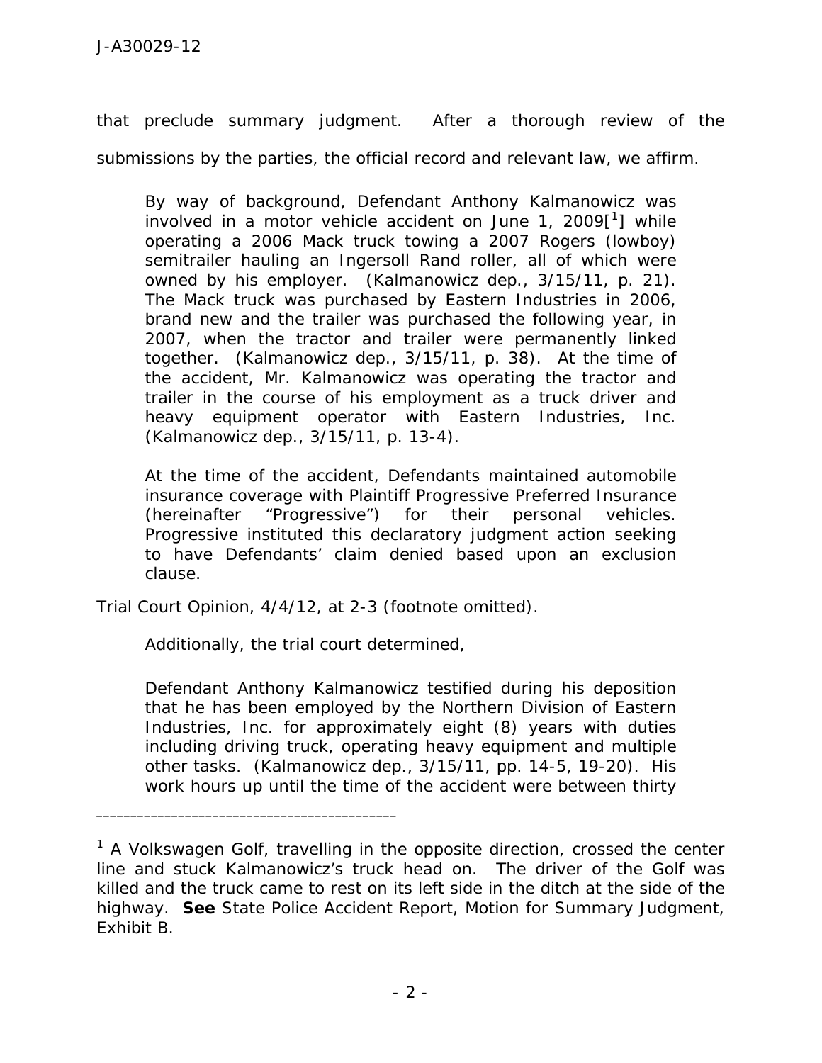that preclude summary judgment. After a thorough review of the submissions by the parties, the official record and relevant law, we affirm.

> By way of background, Defendant Anthony Kalmanowicz was involved in a motor vehicle accident on June 1, 2009[1] while operating a 2006 Mack truck towing a 2007 Rogers (lowboy) semitrailer hauling an Ingersoll Rand roller, all of which were owned by his employer. (Kalmanowicz dep., 3/15/11, p. 21). The Mack truck was purchased by Eastern Industries in 2006, brand new and the trailer was purchased the following year, in 2007, when the tractor and trailer were permanently linked together. (Kalmanowicz dep., 3/15/11, p. 38). At the time of the accident, Mr. Kalmanowicz was operating the tractor and trailer in the course of his employment as a truck driver and heavy equipment operator with Eastern Industries, Inc. (Kalmanowicz dep., 3/15/11, p. 13-4).
>
> At the time of the accident, Defendants maintained automobile insurance coverage with Plaintiff Progressive Preferred Insurance (hereinafter "Progressive") for their personal vehicles. Progressive instituted this declaratory judgment action seeking to have Defendants' claim denied based upon an exclusion clause.

Trial Court Opinion, 4/4/12, at 2-3 (footnote omitted).

Additionally, the trial court determined,

> Defendant Anthony Kalmanowicz testified during his deposition that he has been employed by the Northern Division of Eastern Industries, Inc. for approximately eight (8) years with duties including driving truck, operating heavy equipment and multiple other tasks. (Kalmanowicz dep., 3/15/11, pp. 14-5, 19-20). His work hours up until the time of the accident were between thirty

---

[1] A Volkswagen Golf, travelling in the opposite direction, crossed the center line and stuck Kalmanowicz's truck head on. The driver of the Golf was killed and the truck came to rest on its left side in the ditch at the side of the highway. **See** State Police Accident Report, Motion for Summary Judgment, Exhibit B.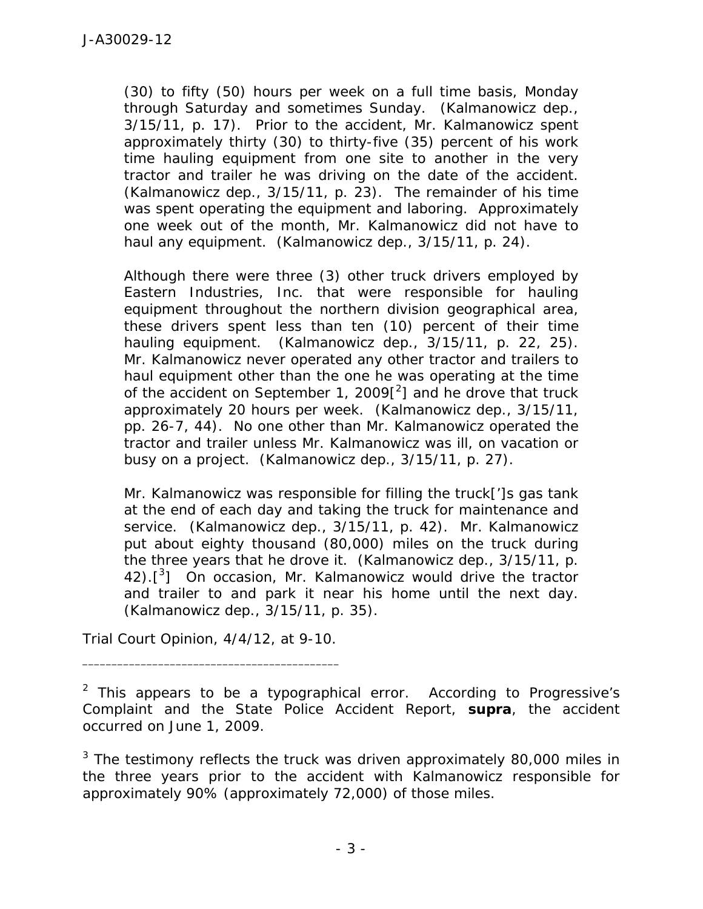> (30) to fifty (50) hours per week on a full time basis, Monday through Saturday and sometimes Sunday. (Kalmanowicz dep., 3/15/11, p. 17). Prior to the accident, Mr. Kalmanowicz spent approximately thirty (30) to thirty-five (35) percent of his work time hauling equipment from one site to another in the very tractor and trailer he was driving on the date of the accident. (Kalmanowicz dep., 3/15/11, p. 23). The remainder of his time was spent operating the equipment and laboring. Approximately one week out of the month, Mr. Kalmanowicz did not have to haul any equipment. (Kalmanowicz dep., 3/15/11, p. 24).
>
> Although there were three (3) other truck drivers employed by Eastern Industries, Inc. that were responsible for hauling equipment throughout the northern division geographical area, these drivers spent less than ten (10) percent of their time hauling equipment. (Kalmanowicz dep., 3/15/11, p. 22, 25). Mr. Kalmanowicz never operated any other tractor and trailers to haul equipment other than the one he was operating at the time of the accident on September 1, 2009[[2]] and he drove that truck approximately 20 hours per week. (Kalmanowicz dep., 3/15/11, pp. 26-7, 44). No one other than Mr. Kalmanowicz operated the tractor and trailer unless Mr. Kalmanowicz was ill, on vacation or busy on a project. (Kalmanowicz dep., 3/15/11, p. 27).
>
> Mr. Kalmanowicz was responsible for filling the truck[']s gas tank at the end of each day and taking the truck for maintenance and service. (Kalmanowicz dep., 3/15/11, p. 42). Mr. Kalmanowicz put about eighty thousand (80,000) miles on the truck during the three years that he drove it. (Kalmanowicz dep., 3/15/11, p. 42).[[3]] On occasion, Mr. Kalmanowicz would drive the tractor and trailer to and park it near his home until the next day. (Kalmanowicz dep., 3/15/11, p. 35).

Trial Court Opinion, 4/4/12, at 9-10.

---

[2] This appears to be a typographical error. According to Progressive's Complaint and the State Police Accident Report, **supra**, the accident occurred on June 1, 2009.

[3] The testimony reflects the truck was driven approximately 80,000 miles in the three years prior to the accident with Kalmanowicz responsible for approximately 90% (approximately 72,000) of those miles.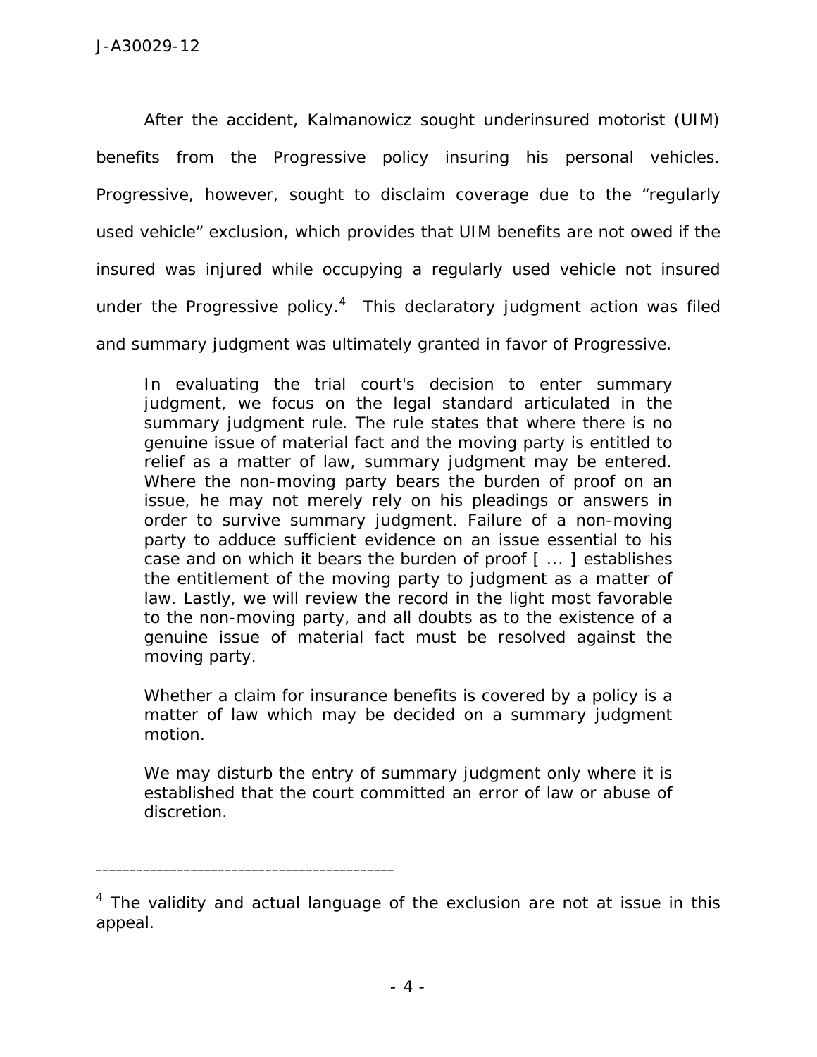After the accident, Kalmanowicz sought underinsured motorist (UIM) benefits from the Progressive policy insuring his personal vehicles. Progressive, however, sought to disclaim coverage due to the "regularly used vehicle" exclusion, which provides that UIM benefits are not owed if the insured was injured while occupying a regularly used vehicle not insured under the Progressive policy.[4] This declaratory judgment action was filed and summary judgment was ultimately granted in favor of Progressive.

> In evaluating the trial court's decision to enter summary judgment, we focus on the legal standard articulated in the summary judgment rule. The rule states that where there is no genuine issue of material fact and the moving party is entitled to relief as a matter of law, summary judgment may be entered. Where the non-moving party bears the burden of proof on an issue, he may not merely rely on his pleadings or answers in order to survive summary judgment. Failure of a non-moving party to adduce sufficient evidence on an issue essential to his case and on which it bears the burden of proof [ ... ] establishes the entitlement of the moving party to judgment as a matter of law. Lastly, we will review the record in the light most favorable to the non-moving party, and all doubts as to the existence of a genuine issue of material fact must be resolved against the moving party.
>
> Whether a claim for insurance benefits is covered by a policy is a matter of law which may be decided on a summary judgment motion.
>
> We may disturb the entry of summary judgment only where it is established that the court committed an error of law or abuse of discretion.

---

[4] The validity and actual language of the exclusion are not at issue in this appeal.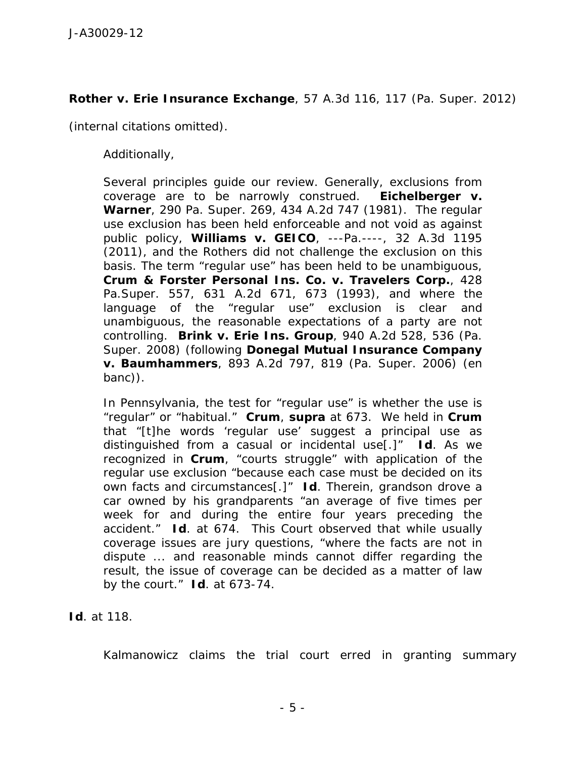**Rother v. Erie Insurance Exchange**, 57 A.3d 116, 117 (Pa. Super. 2012) (internal citations omitted).

Additionally,

> Several principles guide our review. Generally, exclusions from coverage are to be narrowly construed. **Eichelberger v. Warner**, 290 Pa. Super. 269, 434 A.2d 747 (1981). The regular use exclusion has been held enforceable and not void as against public policy, **Williams v. GEICO**, ---Pa.----, 32 A.3d 1195 (2011), and the Rothers did not challenge the exclusion on this basis. The term "regular use" has been held to be unambiguous, **Crum & Forster Personal Ins. Co. v. Travelers Corp.**, 428 Pa.Super. 557, 631 A.2d 671, 673 (1993), and where the language of the "regular use" exclusion is clear and unambiguous, the reasonable expectations of a party are not controlling. **Brink v. Erie Ins. Group**, 940 A.2d 528, 536 (Pa. Super. 2008) (following **Donegal Mutual Insurance Company v. Baumhammers**, 893 A.2d 797, 819 (Pa. Super. 2006) (en banc)).
>
> In Pennsylvania, the test for "regular use" is whether the use is "regular" or "habitual." **Crum**, **supra** at 673. We held in **Crum** that "[t]he words 'regular use' suggest a principal use as distinguished from a casual or incidental use[.]" **Id**. As we recognized in **Crum**, "courts struggle" with application of the regular use exclusion "because each case must be decided on its own facts and circumstances[.]" **Id**. Therein, grandson drove a car owned by his grandparents "an average of five times per week for and during the entire four years preceding the accident." **Id**. at 674. This Court observed that while usually coverage issues are jury questions, "where the facts are not in dispute ... and reasonable minds cannot differ regarding the result, the issue of coverage can be decided as a matter of law by the court." **Id**. at 673-74.

**Id**. at 118.

Kalmanowicz claims the trial court erred in granting summary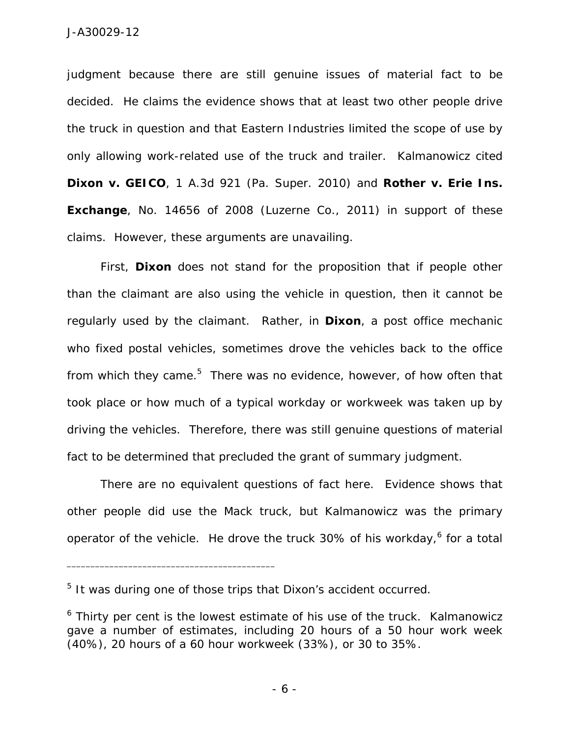judgment because there are still genuine issues of material fact to be decided. He claims the evidence shows that at least two other people drive the truck in question and that Eastern Industries limited the scope of use by only allowing work-related use of the truck and trailer. Kalmanowicz cited **Dixon v. GEICO**, 1 A.3d 921 (Pa. Super. 2010) and **Rother v. Erie Ins. Exchange**, No. 14656 of 2008 (Luzerne Co., 2011) in support of these claims. However, these arguments are unavailing.

First, **Dixon** does not stand for the proposition that if people other than the claimant are also using the vehicle in question, then it cannot be regularly used by the claimant. Rather, in **Dixon**, a post office mechanic who fixed postal vehicles, sometimes drove the vehicles back to the office from which they came.[5] There was no evidence, however, of how often that took place or how much of a typical workday or workweek was taken up by driving the vehicles. Therefore, there was still genuine questions of material fact to be determined that precluded the grant of summary judgment.

There are no equivalent questions of fact here. Evidence shows that other people did use the Mack truck, but Kalmanowicz was the primary operator of the vehicle. He drove the truck 30% of his workday,[6] for a total

---

[5] It was during one of those trips that Dixon's accident occurred.

[6] Thirty per cent is the lowest estimate of his use of the truck. Kalmanowicz gave a number of estimates, including 20 hours of a 50 hour work week (40%), 20 hours of a 60 hour workweek (33%), or 30 to 35%.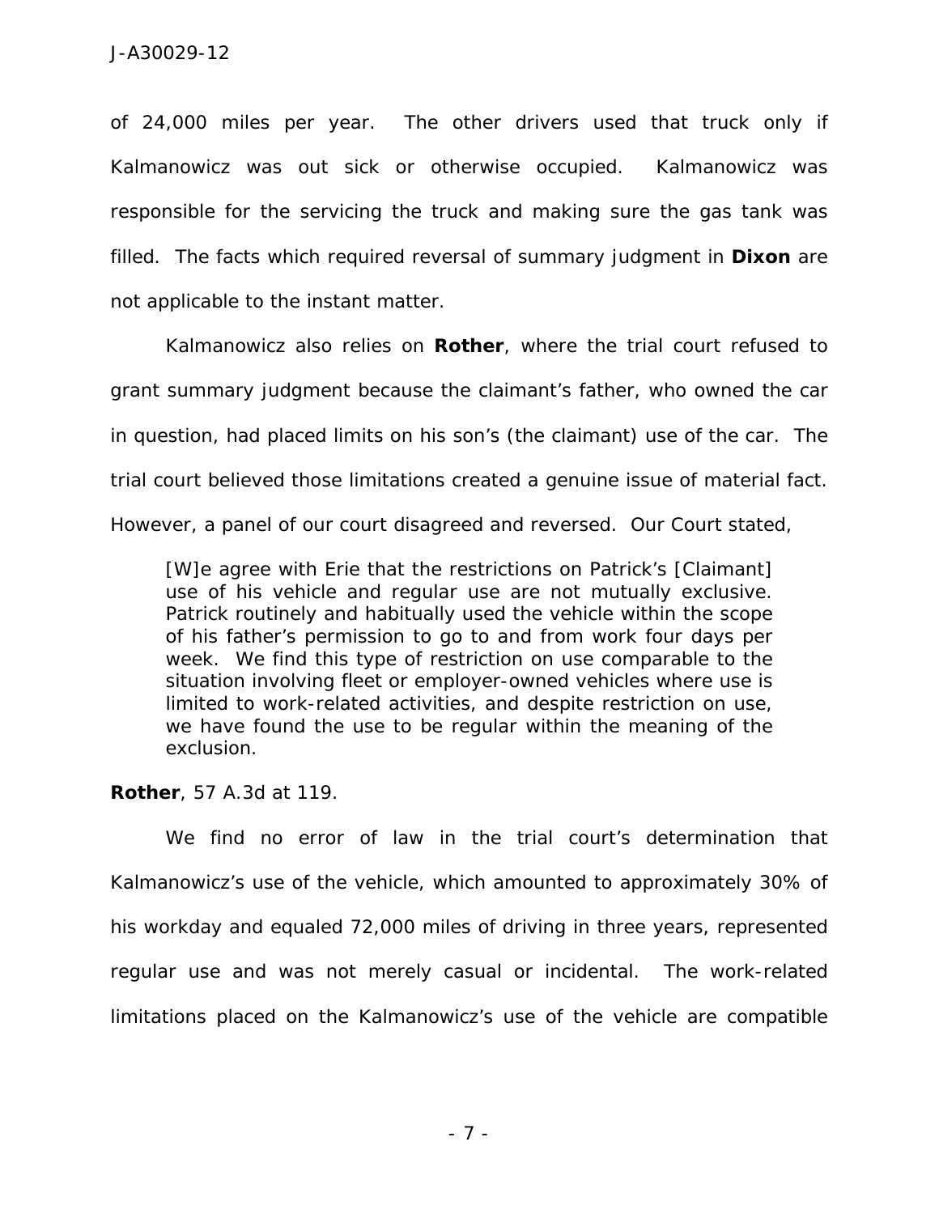of 24,000 miles per year. The other drivers used that truck only if Kalmanowicz was out sick or otherwise occupied. Kalmanowicz was responsible for the servicing the truck and making sure the gas tank was filled. The facts which required reversal of summary judgment in **Dixon** are not applicable to the instant matter.

Kalmanowicz also relies on **Rother**, where the trial court refused to grant summary judgment because the claimant's father, who owned the car in question, had placed limits on his son's (the claimant) use of the car. The trial court believed those limitations created a genuine issue of material fact. However, a panel of our court disagreed and reversed. Our Court stated,

> [W]e agree with Erie that the restrictions on Patrick's [Claimant] use of his vehicle and regular use are not mutually exclusive. Patrick routinely and habitually used the vehicle within the scope of his father's permission to go to and from work four days per week. We find this type of restriction on use comparable to the situation involving fleet or employer-owned vehicles where use is limited to work-related activities, and despite restriction on use, we have found the use to be regular within the meaning of the exclusion.

**Rother**, 57 A.3d at 119.

We find no error of law in the trial court's determination that Kalmanowicz's use of the vehicle, which amounted to approximately 30% of his workday and equaled 72,000 miles of driving in three years, represented regular use and was not merely casual or incidental. The work-related limitations placed on the Kalmanowicz's use of the vehicle are compatible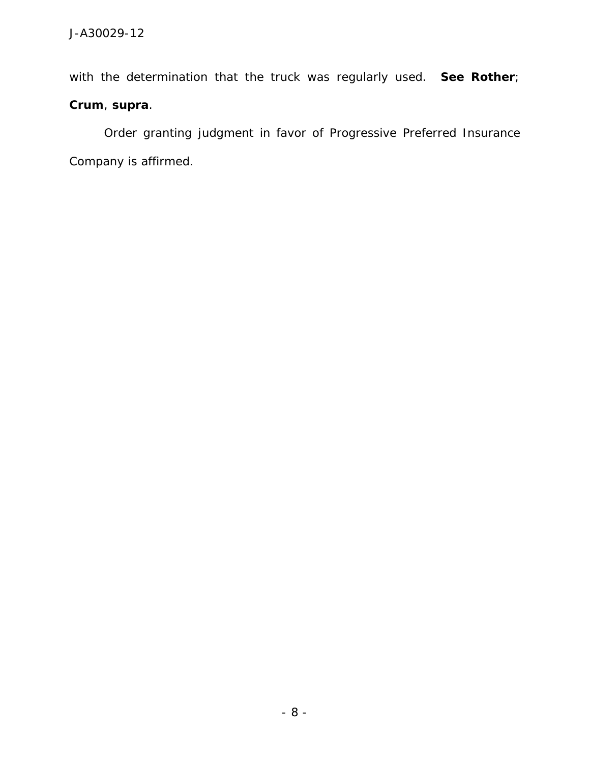with the determination that the truck was regularly used. **See Rother**; **Crum**, **supra**.

Order granting judgment in favor of Progressive Preferred Insurance Company is affirmed.